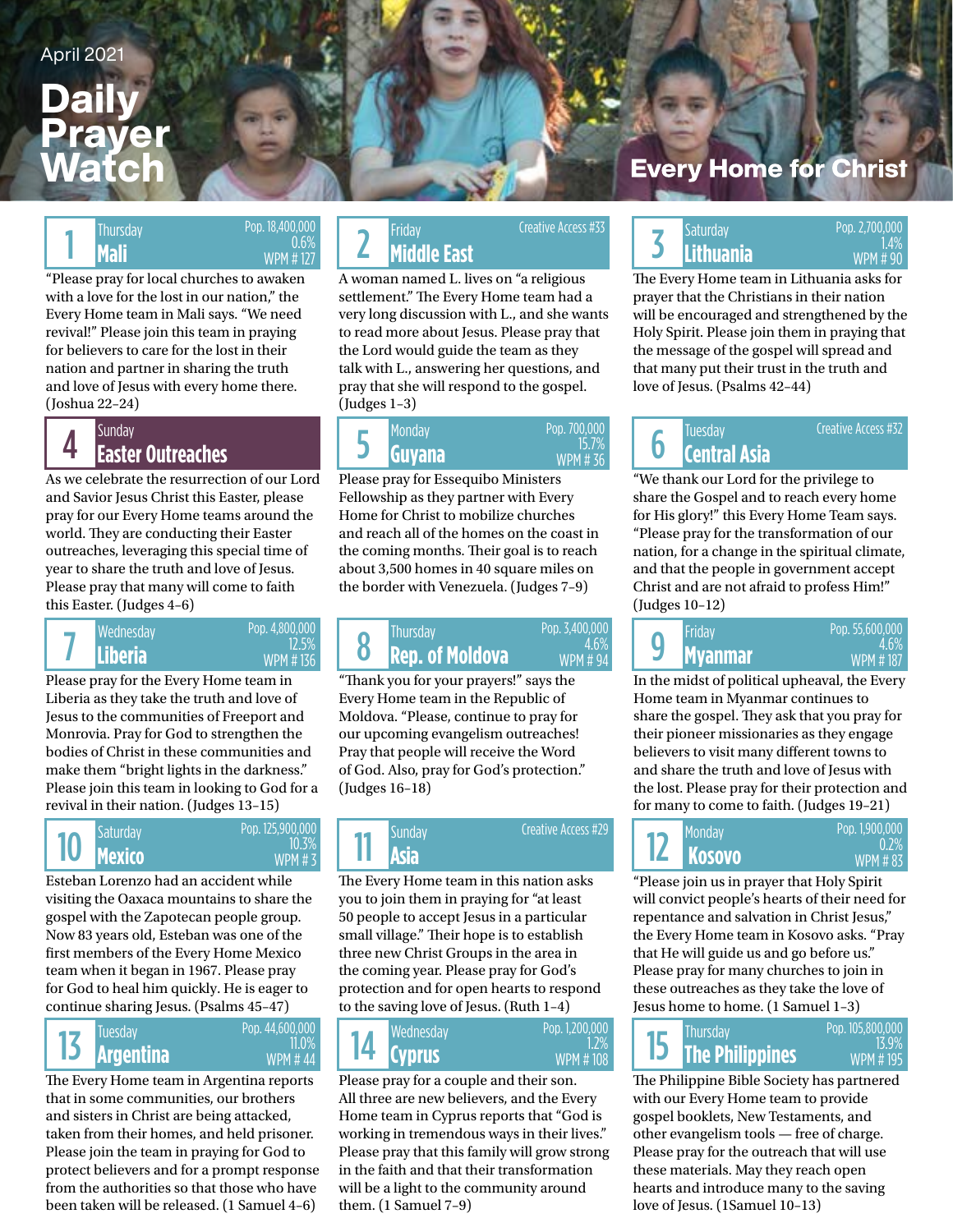April 2021

# Daily Prayer Watch

Every Home for Christ

## 1 Thursday — Mali

Pop. 18,400,000
0.6%
WPM # 127

"Please pray for local churches to awaken with a love for the lost in our nation," the Every Home team in Mali says. "We need revival!" Please join this team in praying for believers to care for the lost in their nation and partner in sharing the truth and love of Jesus with every home there. (Joshua 22–24)

## 2 Friday — Middle East

Creative Access #33

A woman named L. lives on "a religious settlement." The Every Home team had a very long discussion with L., and she wants to read more about Jesus. Please pray that the Lord would guide the team as they talk with L., answering her questions, and pray that she will respond to the gospel. (Judges 1–3)

## 3 Saturday — Lithuania

Pop. 2,700,000
1.4%
WPM # 90

The Every Home team in Lithuania asks for prayer that the Christians in their nation will be encouraged and strengthened by the Holy Spirit. Please join them in praying that the message of the gospel will spread and that many put their trust in the truth and love of Jesus. (Psalms 42–44)

## 4 Sunday — Easter Outreaches

As we celebrate the resurrection of our Lord and Savior Jesus Christ this Easter, please pray for our Every Home teams around the world. They are conducting their Easter outreaches, leveraging this special time of year to share the truth and love of Jesus. Please pray that many will come to faith this Easter. (Judges 4–6)

## 5 Monday — Guyana

Pop. 700,000
15.7%
WPM # 36

Please pray for Essequibo Ministers Fellowship as they partner with Every Home for Christ to mobilize churches and reach all of the homes on the coast in the coming months. Their goal is to reach about 3,500 homes in 40 square miles on the border with Venezuela. (Judges 7–9)

## 6 Tuesday — Central Asia

Creative Access #32

"We thank our Lord for the privilege to share the Gospel and to reach every home for His glory!" this Every Home Team says. "Please pray for the transformation of our nation, for a change in the spiritual climate, and that the people in government accept Christ and are not afraid to profess Him!" (Judges 10–12)

## 7 Wednesday — Liberia

Pop. 4,800,000
12.5%
WPM # 136

Please pray for the Every Home team in Liberia as they take the truth and love of Jesus to the communities of Freeport and Monrovia. Pray for God to strengthen the bodies of Christ in these communities and make them "bright lights in the darkness." Please join this team in looking to God for a revival in their nation. (Judges 13–15)

## 8 Thursday — Rep. of Moldova

Pop. 3,400,000
4.6%
WPM # 94

"Thank you for your prayers!" says the Every Home team in the Republic of Moldova. "Please, continue to pray for our upcoming evangelism outreaches! Pray that people will receive the Word of God. Also, pray for God's protection." (Judges 16–18)

## 9 Friday — Myanmar

Pop. 55,600,000
4.6%
WPM # 187

In the midst of political upheaval, the Every Home team in Myanmar continues to share the gospel. They ask that you pray for their pioneer missionaries as they engage believers to visit many different towns to and share the truth and love of Jesus with the lost. Please pray for their protection and for many to come to faith. (Judges 19–21)

## 10 Saturday — Mexico

Pop. 125,900,000
10.3%
WPM # 3

Esteban Lorenzo had an accident while visiting the Oaxaca mountains to share the gospel with the Zapotecan people group. Now 83 years old, Esteban was one of the first members of the Every Home Mexico team when it began in 1967. Please pray for God to heal him quickly. He is eager to continue sharing Jesus. (Psalms 45–47)

## 11 Sunday — Asia

Creative Access #29

The Every Home team in this nation asks you to join them in praying for "at least 50 people to accept Jesus in a particular small village." Their hope is to establish three new Christ Groups in the area in the coming year. Please pray for God's protection and for open hearts to respond to the saving love of Jesus. (Ruth 1–4)

## 12 Monday — Kosovo

Pop. 1,900,000
0.2%
WPM # 83

"Please join us in prayer that Holy Spirit will convict people's hearts of their need for repentance and salvation in Christ Jesus," the Every Home team in Kosovo asks. "Pray that He will guide us and go before us." Please pray for many churches to join in these outreaches as they take the love of Jesus home to home. (1 Samuel 1–3)

## 13 Tuesday — Argentina

Pop. 44,600,000
11.0%
WPM # 44

The Every Home team in Argentina reports that in some communities, our brothers and sisters in Christ are being attacked, taken from their homes, and held prisoner. Please join the team in praying for God to protect believers and for a prompt response from the authorities so that those who have been taken will be released. (1 Samuel 4–6)

## 14 Wednesday — Cyprus

Pop. 1,200,000
1.2%
WPM # 108

Please pray for a couple and their son. All three are new believers, and the Every Home team in Cyprus reports that "God is working in tremendous ways in their lives." Please pray that this family will grow strong in the faith and that their transformation will be a light to the community around them. (1 Samuel 7–9)

## 15 Thursday — The Philippines

Pop. 105,800,000
13.9%
WPM # 195

The Philippine Bible Society has partnered with our Every Home team to provide gospel booklets, New Testaments, and other evangelism tools — free of charge. Please pray for the outreach that will use these materials. May they reach open hearts and introduce many to the saving love of Jesus. (1Samuel 10–13)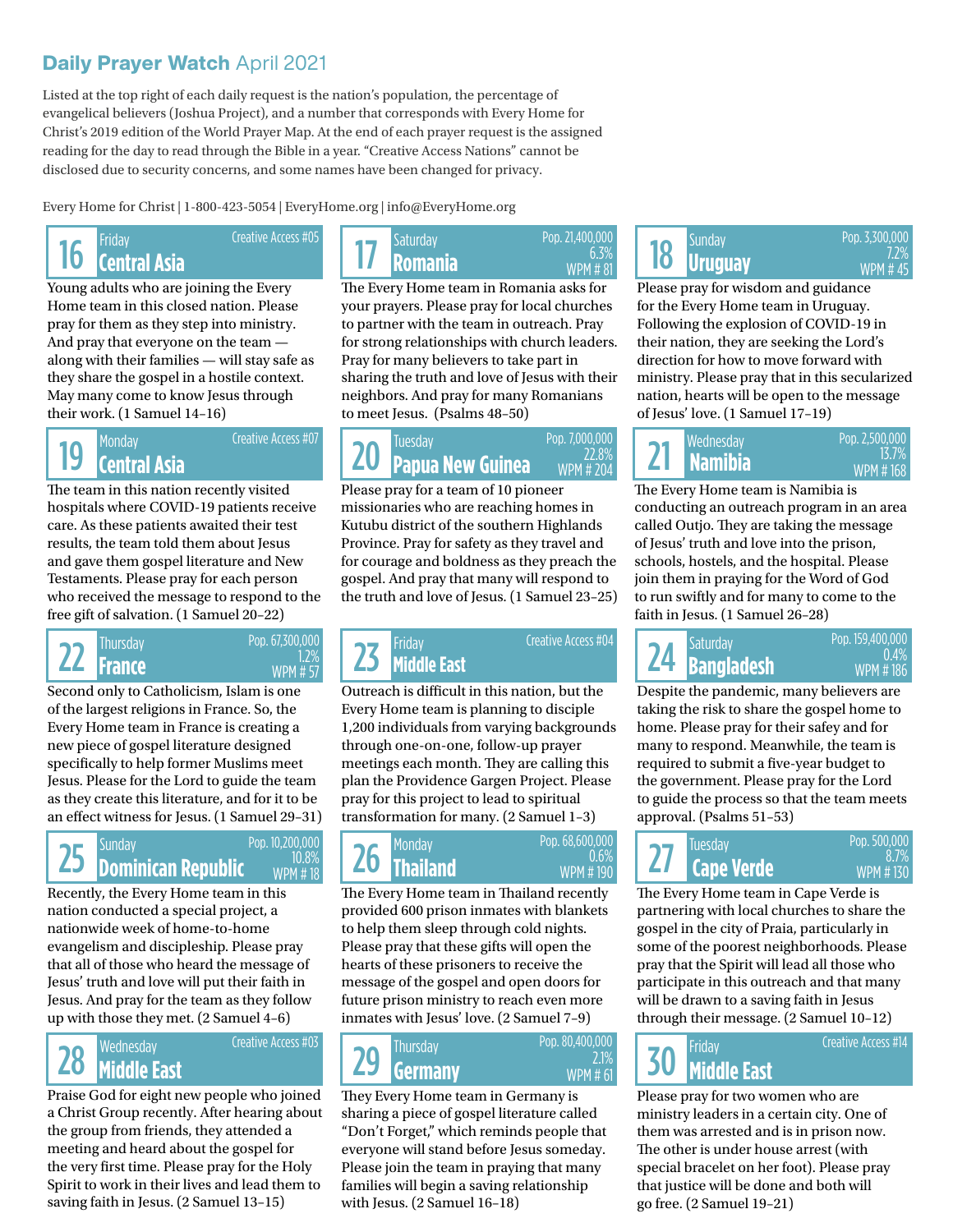# Daily Prayer Watch April 2021

Listed at the top right of each daily request is the nation's population, the percentage of evangelical believers (Joshua Project), and a number that corresponds with Every Home for Christ's 2019 edition of the World Prayer Map. At the end of each prayer request is the assigned reading for the day to read through the Bible in a year. "Creative Access Nations" cannot be disclosed due to security concerns, and some names have been changed for privacy.

Every Home for Christ | 1-800-423-5054 | EveryHome.org | info@EveryHome.org

## 16 Friday — Central Asia

Creative Access #05

Young adults who are joining the Every Home team in this closed nation. Please pray for them as they step into ministry. And pray that everyone on the team — along with their families — will stay safe as they share the gospel in a hostile context. May many come to know Jesus through their work. (1 Samuel 14–16)

## 17 Saturday — Romania

Pop. 21,400,000
6.3%
WPM # 81

The Every Home team in Romania asks for your prayers. Please pray for local churches to partner with the team in outreach. Pray for strong relationships with church leaders. Pray for many believers to take part in sharing the truth and love of Jesus with their neighbors. And pray for many Romanians to meet Jesus. (Psalms 48–50)

## 18 Sunday — Uruguay

Pop. 3,300,000
7.2%
WPM # 45

Please pray for wisdom and guidance for the Every Home team in Uruguay. Following the explosion of COVID-19 in their nation, they are seeking the Lord's direction for how to move forward with ministry. Please pray that in this secularized nation, hearts will be open to the message of Jesus' love. (1 Samuel 17–19)

## 19 Monday — Central Asia

Creative Access #07

The team in this nation recently visited hospitals where COVID-19 patients receive care. As these patients awaited their test results, the team told them about Jesus and gave them gospel literature and New Testaments. Please pray for each person who received the message to respond to the free gift of salvation. (1 Samuel 20–22)

## 20 Tuesday — Papua New Guinea

Pop. 7,000,000
22.8%
WPM # 204

Please pray for a team of 10 pioneer missionaries who are reaching homes in Kutubu district of the southern Highlands Province. Pray for safety as they travel and for courage and boldness as they preach the gospel. And pray that many will respond to the truth and love of Jesus. (1 Samuel 23–25)

## 21 Wednesday — Namibia

Pop. 2,500,000
13.7%
WPM # 168

The Every Home team is Namibia is conducting an outreach program in an area called Outjo. They are taking the message of Jesus' truth and love into the prison, schools, hostels, and the hospital. Please join them in praying for the Word of God to run swiftly and for many to come to the faith in Jesus. (1 Samuel 26–28)

## 22 Thursday — France

Pop. 67,300,000
1.2%
WPM # 57

Second only to Catholicism, Islam is one of the largest religions in France. So, the Every Home team in France is creating a new piece of gospel literature designed specifically to help former Muslims meet Jesus. Please for the Lord to guide the team as they create this literature, and for it to be an effect witness for Jesus. (1 Samuel 29–31)

## 23 Friday — Middle East

Creative Access #04

Outreach is difficult in this nation, but the Every Home team is planning to disciple 1,200 individuals from varying backgrounds through one-on-one, follow-up prayer meetings each month. They are calling this plan the Providence Gargen Project. Please pray for this project to lead to spiritual transformation for many. (2 Samuel 1–3)

## 24 Saturday — Bangladesh

Pop. 159,400,000
0.4%
WPM # 186

Despite the pandemic, many believers are taking the risk to share the gospel home to home. Please pray for their safey and for many to respond. Meanwhile, the team is required to submit a five-year budget to the government. Please pray for the Lord to guide the process so that the team meets approval. (Psalms 51–53)

## 25 Sunday — Dominican Republic

Pop. 10,200,000
10.8%
WPM # 18

Recently, the Every Home team in this nation conducted a special project, a nationwide week of home-to-home evangelism and discipleship. Please pray that all of those who heard the message of Jesus' truth and love will put their faith in Jesus. And pray for the team as they follow up with those they met. (2 Samuel 4–6)

## 26 Monday — Thailand

Pop. 68,600,000
0.6%
WPM # 190

The Every Home team in Thailand recently provided 600 prison inmates with blankets to help them sleep through cold nights. Please pray that these gifts will open the hearts of these prisoners to receive the message of the gospel and open doors for future prison ministry to reach even more inmates with Jesus' love. (2 Samuel 7–9)

## 27 Tuesday — Cape Verde

Pop. 500,000
8.7%
WPM # 130

The Every Home team in Cape Verde is partnering with local churches to share the gospel in the city of Praia, particularly in some of the poorest neighborhoods. Please pray that the Spirit will lead all those who participate in this outreach and that many will be drawn to a saving faith in Jesus through their message. (2 Samuel 10–12)

## 28 Wednesday — Middle East

Creative Access #03

Praise God for eight new people who joined a Christ Group recently. After hearing about the group from friends, they attended a meeting and heard about the gospel for the very first time. Please pray for the Holy Spirit to work in their lives and lead them to saving faith in Jesus. (2 Samuel 13–15)

## 29 Thursday — Germany

Pop. 80,400,000
2.1%
WPM # 61

They Every Home team in Germany is sharing a piece of gospel literature called "Don't Forget," which reminds people that everyone will stand before Jesus someday. Please join the team in praying that many families will begin a saving relationship with Jesus. (2 Samuel 16–18)

## 30 Friday — Middle East

Creative Access #14

Please pray for two women who are ministry leaders in a certain city. One of them was arrested and is in prison now. The other is under house arrest (with special bracelet on her foot). Please pray that justice will be done and both will go free. (2 Samuel 19–21)